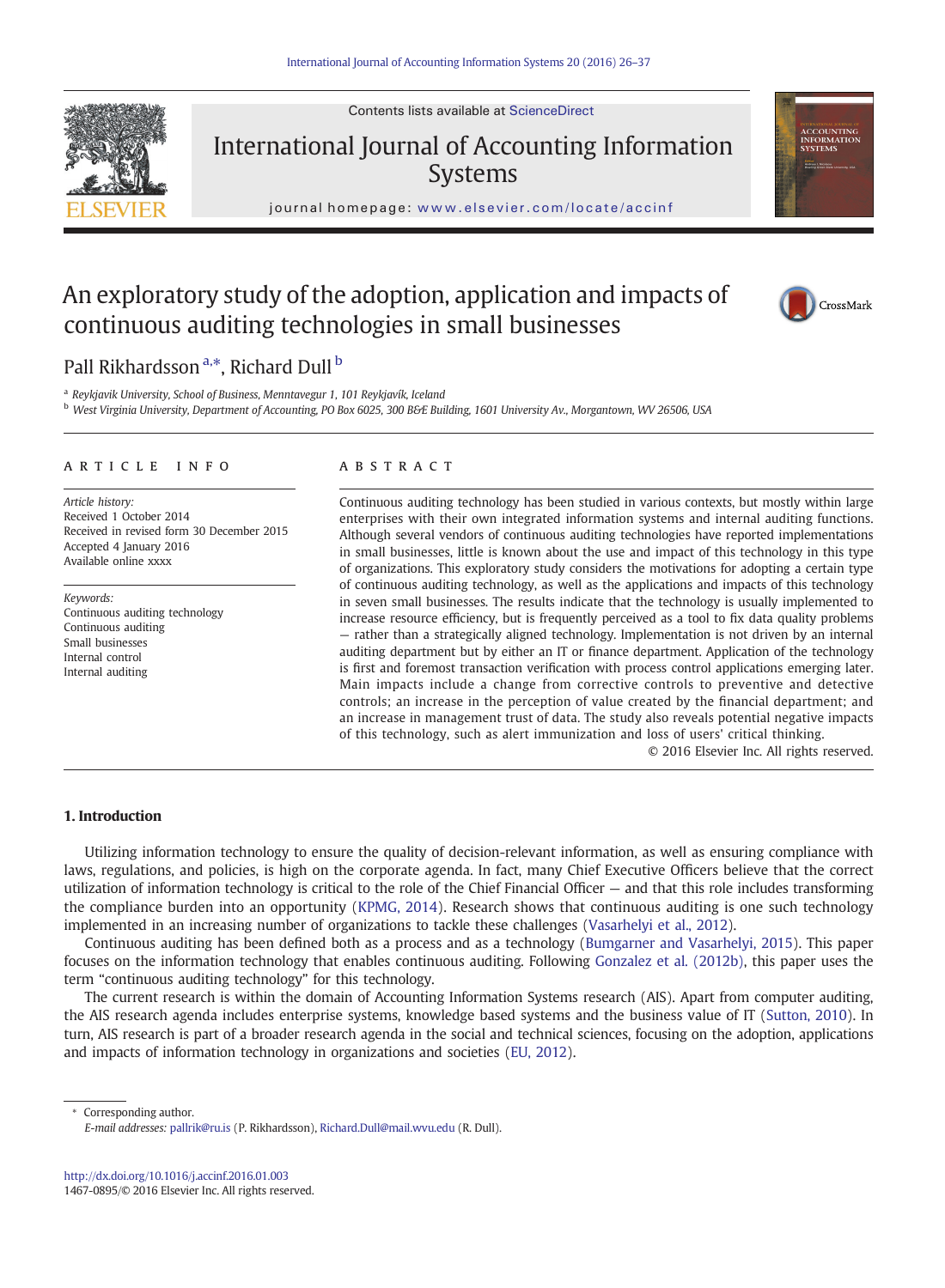Contents lists available at ScienceDirect

# International Journal of Accounting Information Systems

journal homepage: www.elsevier.com/locate/accinf

# An exploratory study of the adoption, application and impacts of continuous auditing technologies in small businesses

Pall Rikhardsson [a,*], Richard Dull [b]

[a] Reykjavik University, School of Business, Menntavegur 1, 101 Reykjavík, Iceland
[b] West Virginia University, Department of Accounting, PO Box 6025, 300 B&E Building, 1601 University Av., Morgantown, WV 26506, USA

## ARTICLE INFO

*Article history:*
Received 1 October 2014
Received in revised form 30 December 2015
Accepted 4 January 2016
Available online xxxx

*Keywords:*
Continuous auditing technology
Continuous auditing
Small businesses
Internal control
Internal auditing

## ABSTRACT

Continuous auditing technology has been studied in various contexts, but mostly within large enterprises with their own integrated information systems and internal auditing functions. Although several vendors of continuous auditing technologies have reported implementations in small businesses, little is known about the use and impact of this technology in this type of organizations. This exploratory study considers the motivations for adopting a certain type of continuous auditing technology, as well as the applications and impacts of this technology in seven small businesses. The results indicate that the technology is usually implemented to increase resource efficiency, but is frequently perceived as a tool to fix data quality problems — rather than a strategically aligned technology. Implementation is not driven by an internal auditing department but by either an IT or finance department. Application of the technology is first and foremost transaction verification with process control applications emerging later. Main impacts include a change from corrective controls to preventive and detective controls; an increase in the perception of value created by the financial department; and an increase in management trust of data. The study also reveals potential negative impacts of this technology, such as alert immunization and loss of users' critical thinking.

© 2016 Elsevier Inc. All rights reserved.

## 1. Introduction

Utilizing information technology to ensure the quality of decision-relevant information, as well as ensuring compliance with laws, regulations, and policies, is high on the corporate agenda. In fact, many Chief Executive Officers believe that the correct utilization of information technology is critical to the role of the Chief Financial Officer — and that this role includes transforming the compliance burden into an opportunity (KPMG, 2014). Research shows that continuous auditing is one such technology implemented in an increasing number of organizations to tackle these challenges (Vasarhelyi et al., 2012).

Continuous auditing has been defined both as a process and as a technology (Bumgarner and Vasarhelyi, 2015). This paper focuses on the information technology that enables continuous auditing. Following Gonzalez et al. (2012b), this paper uses the term "continuous auditing technology" for this technology.

The current research is within the domain of Accounting Information Systems research (AIS). Apart from computer auditing, the AIS research agenda includes enterprise systems, knowledge based systems and the business value of IT (Sutton, 2010). In turn, AIS research is part of a broader research agenda in the social and technical sciences, focusing on the adoption, applications and impacts of information technology in organizations and societies (EU, 2012).

---

* Corresponding author.
*E-mail addresses:* pallrik@ru.is (P. Rikhardsson), Richard.Dull@mail.wvu.edu (R. Dull).

http://dx.doi.org/10.1016/j.accinf.2016.01.003
1467-0895/© 2016 Elsevier Inc. All rights reserved.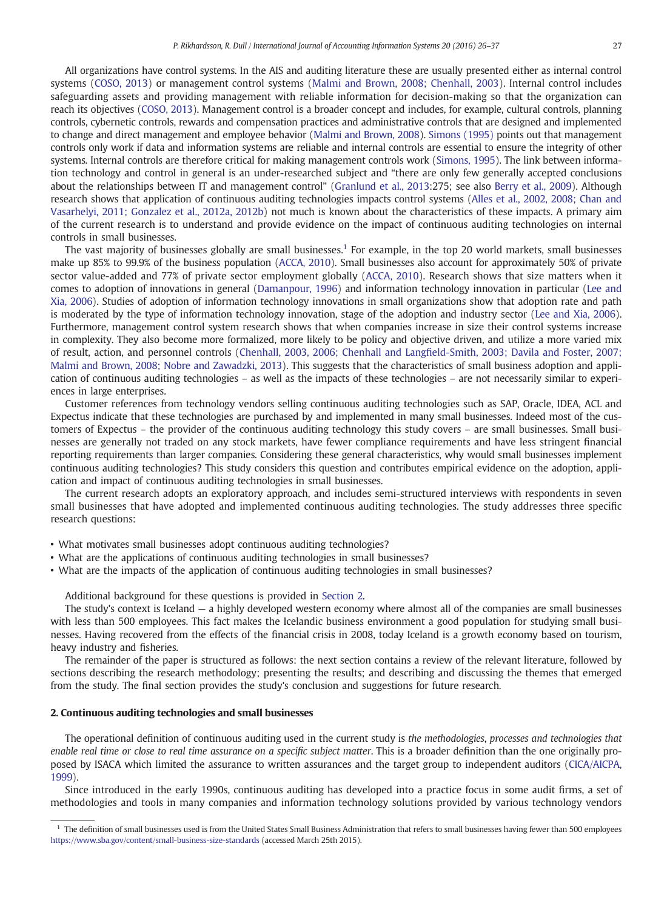All organizations have control systems. In the AIS and auditing literature these are usually presented either as internal control systems (COSO, 2013) or management control systems (Malmi and Brown, 2008; Chenhall, 2003). Internal control includes safeguarding assets and providing management with reliable information for decision-making so that the organization can reach its objectives (COSO, 2013). Management control is a broader concept and includes, for example, cultural controls, planning controls, cybernetic controls, rewards and compensation practices and administrative controls that are designed and implemented to change and direct management and employee behavior (Malmi and Brown, 2008). Simons (1995) points out that management controls only work if data and information systems are reliable and internal controls are essential to ensure the integrity of other systems. Internal controls are therefore critical for making management controls work (Simons, 1995). The link between information technology and control in general is an under-researched subject and "there are only few generally accepted conclusions about the relationships between IT and management control" (Granlund et al., 2013:275; see also Berry et al., 2009). Although research shows that application of continuous auditing technologies impacts control systems (Alles et al., 2002, 2008; Chan and Vasarhelyi, 2011; Gonzalez et al., 2012a, 2012b) not much is known about the characteristics of these impacts. A primary aim of the current research is to understand and provide evidence on the impact of continuous auditing technologies on internal controls in small businesses.

The vast majority of businesses globally are small businesses.[1] For example, in the top 20 world markets, small businesses make up 85% to 99.9% of the business population (ACCA, 2010). Small businesses also account for approximately 50% of private sector value-added and 77% of private sector employment globally (ACCA, 2010). Research shows that size matters when it comes to adoption of innovations in general (Damanpour, 1996) and information technology innovation in particular (Lee and Xia, 2006). Studies of adoption of information technology innovations in small organizations show that adoption rate and path is moderated by the type of information technology innovation, stage of the adoption and industry sector (Lee and Xia, 2006). Furthermore, management control system research shows that when companies increase in size their control systems increase in complexity. They also become more formalized, more likely to be policy and objective driven, and utilize a more varied mix of result, action, and personnel controls (Chenhall, 2003, 2006; Chenhall and Langfield-Smith, 2003; Davila and Foster, 2007; Malmi and Brown, 2008; Nobre and Zawadzki, 2013). This suggests that the characteristics of small business adoption and application of continuous auditing technologies – as well as the impacts of these technologies – are not necessarily similar to experiences in large enterprises.

Customer references from technology vendors selling continuous auditing technologies such as SAP, Oracle, IDEA, ACL and Expectus indicate that these technologies are purchased by and implemented in many small businesses. Indeed most of the customers of Expectus – the provider of the continuous auditing technology this study covers – are small businesses. Small businesses are generally not traded on any stock markets, have fewer compliance requirements and have less stringent financial reporting requirements than larger companies. Considering these general characteristics, why would small businesses implement continuous auditing technologies? This study considers this question and contributes empirical evidence on the adoption, application and impact of continuous auditing technologies in small businesses.

The current research adopts an exploratory approach, and includes semi-structured interviews with respondents in seven small businesses that have adopted and implemented continuous auditing technologies. The study addresses three specific research questions:

- What motivates small businesses adopt continuous auditing technologies?
- What are the applications of continuous auditing technologies in small businesses?
- What are the impacts of the application of continuous auditing technologies in small businesses?

Additional background for these questions is provided in Section 2.

The study's context is Iceland — a highly developed western economy where almost all of the companies are small businesses with less than 500 employees. This fact makes the Icelandic business environment a good population for studying small businesses. Having recovered from the effects of the financial crisis in 2008, today Iceland is a growth economy based on tourism, heavy industry and fisheries.

The remainder of the paper is structured as follows: the next section contains a review of the relevant literature, followed by sections describing the research methodology; presenting the results; and describing and discussing the themes that emerged from the study. The final section provides the study's conclusion and suggestions for future research.

## 2. Continuous auditing technologies and small businesses

The operational definition of continuous auditing used in the current study is *the methodologies, processes and technologies that enable real time or close to real time assurance on a specific subject matter*. This is a broader definition than the one originally proposed by ISACA which limited the assurance to written assurances and the target group to independent auditors (CICA/AICPA, 1999).

Since introduced in the early 1990s, continuous auditing has developed into a practice focus in some audit firms, a set of methodologies and tools in many companies and information technology solutions provided by various technology vendors

[1] The definition of small businesses used is from the United States Small Business Administration that refers to small businesses having fewer than 500 employees https://www.sba.gov/content/small-business-size-standards (accessed March 25th 2015).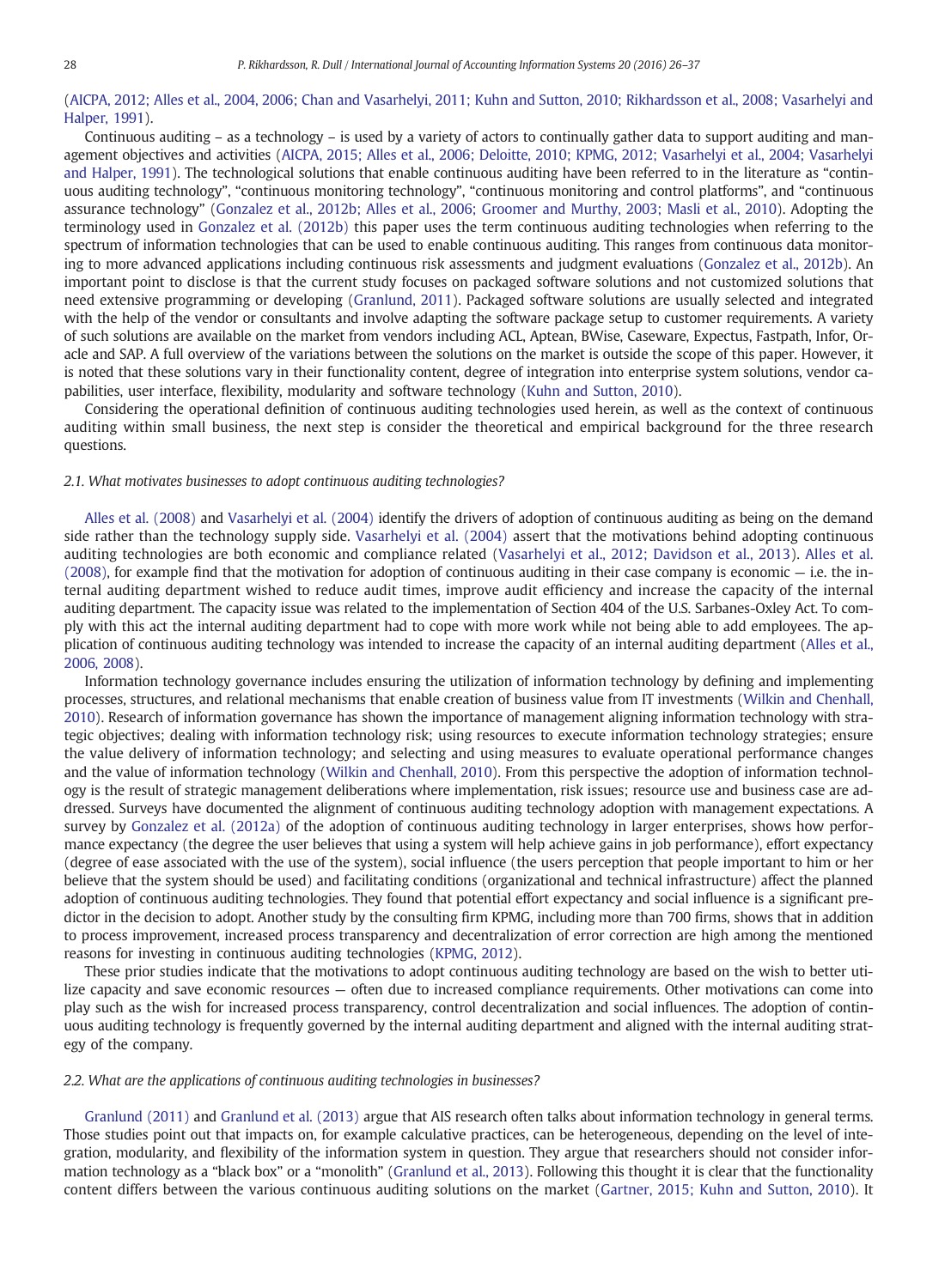(AICPA, 2012; Alles et al., 2004, 2006; Chan and Vasarhelyi, 2011; Kuhn and Sutton, 2010; Rikhardsson et al., 2008; Vasarhelyi and Halper, 1991).

Continuous auditing – as a technology – is used by a variety of actors to continually gather data to support auditing and management objectives and activities (AICPA, 2015; Alles et al., 2006; Deloitte, 2010; KPMG, 2012; Vasarhelyi et al., 2004; Vasarhelyi and Halper, 1991). The technological solutions that enable continuous auditing have been referred to in the literature as "continuous auditing technology", "continuous monitoring technology", "continuous monitoring and control platforms", and "continuous assurance technology" (Gonzalez et al., 2012b; Alles et al., 2006; Groomer and Murthy, 2003; Masli et al., 2010). Adopting the terminology used in Gonzalez et al. (2012b) this paper uses the term continuous auditing technologies when referring to the spectrum of information technologies that can be used to enable continuous auditing. This ranges from continuous data monitoring to more advanced applications including continuous risk assessments and judgment evaluations (Gonzalez et al., 2012b). An important point to disclose is that the current study focuses on packaged software solutions and not customized solutions that need extensive programming or developing (Granlund, 2011). Packaged software solutions are usually selected and integrated with the help of the vendor or consultants and involve adapting the software package setup to customer requirements. A variety of such solutions are available on the market from vendors including ACL, Aptean, BWise, Caseware, Expectus, Fastpath, Infor, Oracle and SAP. A full overview of the variations between the solutions on the market is outside the scope of this paper. However, it is noted that these solutions vary in their functionality content, degree of integration into enterprise system solutions, vendor capabilities, user interface, flexibility, modularity and software technology (Kuhn and Sutton, 2010).

Considering the operational definition of continuous auditing technologies used herein, as well as the context of continuous auditing within small business, the next step is consider the theoretical and empirical background for the three research questions.

### 2.1. What motivates businesses to adopt continuous auditing technologies?

Alles et al. (2008) and Vasarhelyi et al. (2004) identify the drivers of adoption of continuous auditing as being on the demand side rather than the technology supply side. Vasarhelyi et al. (2004) assert that the motivations behind adopting continuous auditing technologies are both economic and compliance related (Vasarhelyi et al., 2012; Davidson et al., 2013). Alles et al. (2008), for example find that the motivation for adoption of continuous auditing in their case company is economic — i.e. the internal auditing department wished to reduce audit times, improve audit efficiency and increase the capacity of the internal auditing department. The capacity issue was related to the implementation of Section 404 of the U.S. Sarbanes-Oxley Act. To comply with this act the internal auditing department had to cope with more work while not being able to add employees. The application of continuous auditing technology was intended to increase the capacity of an internal auditing department (Alles et al., 2006, 2008).

Information technology governance includes ensuring the utilization of information technology by defining and implementing processes, structures, and relational mechanisms that enable creation of business value from IT investments (Wilkin and Chenhall, 2010). Research of information governance has shown the importance of management aligning information technology with strategic objectives; dealing with information technology risk; using resources to execute information technology strategies; ensure the value delivery of information technology; and selecting and using measures to evaluate operational performance changes and the value of information technology (Wilkin and Chenhall, 2010). From this perspective the adoption of information technology is the result of strategic management deliberations where implementation, risk issues; resource use and business case are addressed. Surveys have documented the alignment of continuous auditing technology adoption with management expectations. A survey by Gonzalez et al. (2012a) of the adoption of continuous auditing technology in larger enterprises, shows how performance expectancy (the degree the user believes that using a system will help achieve gains in job performance), effort expectancy (degree of ease associated with the use of the system), social influence (the users perception that people important to him or her believe that the system should be used) and facilitating conditions (organizational and technical infrastructure) affect the planned adoption of continuous auditing technologies. They found that potential effort expectancy and social influence is a significant predictor in the decision to adopt. Another study by the consulting firm KPMG, including more than 700 firms, shows that in addition to process improvement, increased process transparency and decentralization of error correction are high among the mentioned reasons for investing in continuous auditing technologies (KPMG, 2012).

These prior studies indicate that the motivations to adopt continuous auditing technology are based on the wish to better utilize capacity and save economic resources — often due to increased compliance requirements. Other motivations can come into play such as the wish for increased process transparency, control decentralization and social influences. The adoption of continuous auditing technology is frequently governed by the internal auditing department and aligned with the internal auditing strategy of the company.

### 2.2. What are the applications of continuous auditing technologies in businesses?

Granlund (2011) and Granlund et al. (2013) argue that AIS research often talks about information technology in general terms. Those studies point out that impacts on, for example calculative practices, can be heterogeneous, depending on the level of integration, modularity, and flexibility of the information system in question. They argue that researchers should not consider information technology as a "black box" or a "monolith" (Granlund et al., 2013). Following this thought it is clear that the functionality content differs between the various continuous auditing solutions on the market (Gartner, 2015; Kuhn and Sutton, 2010). It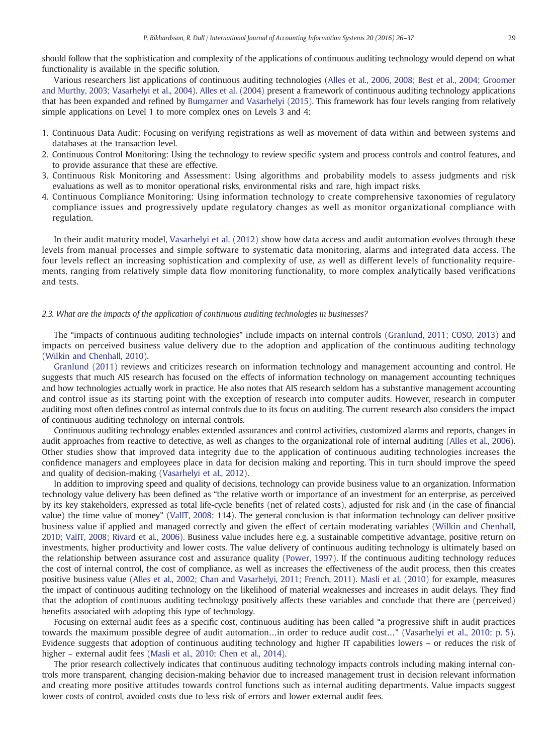should follow that the sophistication and complexity of the applications of continuous auditing technology would depend on what functionality is available in the specific solution.

Various researchers list applications of continuous auditing technologies (Alles et al., 2006, 2008; Best et al., 2004; Groomer and Murthy, 2003; Vasarhelyi et al., 2004). Alles et al. (2004) present a framework of continuous auditing technology applications that has been expanded and refined by Bumgarner and Vasarhelyi (2015). This framework has four levels ranging from relatively simple applications on Level 1 to more complex ones on Levels 3 and 4:

1. Continuous Data Audit: Focusing on verifying registrations as well as movement of data within and between systems and databases at the transaction level.
2. Continuous Control Monitoring: Using the technology to review specific system and process controls and control features, and to provide assurance that these are effective.
3. Continuous Risk Monitoring and Assessment: Using algorithms and probability models to assess judgments and risk evaluations as well as to monitor operational risks, environmental risks and rare, high impact risks.
4. Continuous Compliance Monitoring: Using information technology to create comprehensive taxonomies of regulatory compliance issues and progressively update regulatory changes as well as monitor organizational compliance with regulation.

In their audit maturity model, Vasarhelyi et al. (2012) show how data access and audit automation evolves through these levels from manual processes and simple software to systematic data monitoring, alarms and integrated data access. The four levels reflect an increasing sophistication and complexity of use, as well as different levels of functionality requirements, ranging from relatively simple data flow monitoring functionality, to more complex analytically based verifications and tests.

### *2.3. What are the impacts of the application of continuous auditing technologies in businesses?*

The "impacts of continuous auditing technologies" include impacts on internal controls (Granlund, 2011; COSO, 2013) and impacts on perceived business value delivery due to the adoption and application of the continuous auditing technology (Wilkin and Chenhall, 2010).

Granlund (2011) reviews and criticizes research on information technology and management accounting and control. He suggests that much AIS research has focused on the effects of information technology on management accounting techniques and how technologies actually work in practice. He also notes that AIS research seldom has a substantive management accounting and control issue as its starting point with the exception of research into computer audits. However, research in computer auditing most often defines control as internal controls due to its focus on auditing. The current research also considers the impact of continuous auditing technology on internal controls.

Continuous auditing technology enables extended assurances and control activities, customized alarms and reports, changes in audit approaches from reactive to detective, as well as changes to the organizational role of internal auditing (Alles et al., 2006). Other studies show that improved data integrity due to the application of continuous auditing technologies increases the confidence managers and employees place in data for decision making and reporting. This in turn should improve the speed and quality of decision-making (Vasarhelyi et al., 2012).

In addition to improving speed and quality of decisions, technology can provide business value to an organization. Information technology value delivery has been defined as "the relative worth or importance of an investment for an enterprise, as perceived by its key stakeholders, expressed as total life-cycle benefits (net of related costs), adjusted for risk and (in the case of financial value) the time value of money" (ValIT, 2008: 114). The general conclusion is that information technology can deliver positive business value if applied and managed correctly and given the effect of certain moderating variables (Wilkin and Chenhall, 2010; ValIT, 2008; Rivard et al., 2006). Business value includes here e.g. a sustainable competitive advantage, positive return on investments, higher productivity and lower costs. The value delivery of continuous auditing technology is ultimately based on the relationship between assurance cost and assurance quality (Power, 1997). If the continuous auditing technology reduces the cost of internal control, the cost of compliance, as well as increases the effectiveness of the audit process, then this creates positive business value (Alles et al., 2002; Chan and Vasarhelyi, 2011; French, 2011). Masli et al. (2010) for example, measures the impact of continuous auditing technology on the likelihood of material weaknesses and increases in audit delays. They find that the adoption of continuous auditing technology positively affects these variables and conclude that there are (perceived) benefits associated with adopting this type of technology.

Focusing on external audit fees as a specific cost, continuous auditing has been called "a progressive shift in audit practices towards the maximum possible degree of audit automation…in order to reduce audit cost…" (Vasarhelyi et al., 2010: p. 5). Evidence suggests that adoption of continuous auditing technology and higher IT capabilities lowers – or reduces the risk of higher – external audit fees (Masli et al., 2010; Chen et al., 2014).

The prior research collectively indicates that continuous auditing technology impacts controls including making internal controls more transparent, changing decision-making behavior due to increased management trust in decision relevant information and creating more positive attitudes towards control functions such as internal auditing departments. Value impacts suggest lower costs of control, avoided costs due to less risk of errors and lower external audit fees.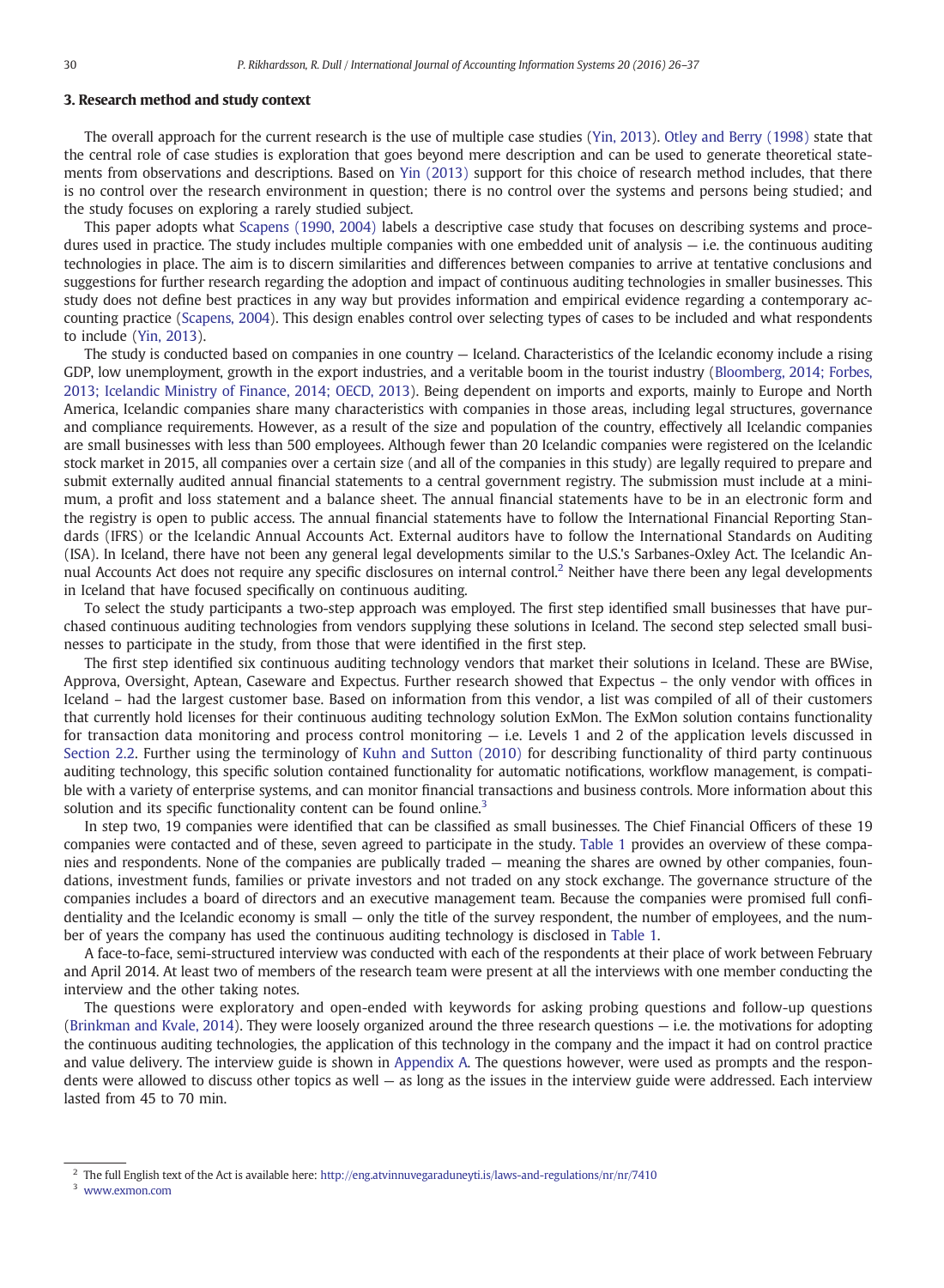## 3. Research method and study context

The overall approach for the current research is the use of multiple case studies (Yin, 2013). Otley and Berry (1998) state that the central role of case studies is exploration that goes beyond mere description and can be used to generate theoretical statements from observations and descriptions. Based on Yin (2013) support for this choice of research method includes, that there is no control over the research environment in question; there is no control over the systems and persons being studied; and the study focuses on exploring a rarely studied subject.

This paper adopts what Scapens (1990, 2004) labels a descriptive case study that focuses on describing systems and procedures used in practice. The study includes multiple companies with one embedded unit of analysis — i.e. the continuous auditing technologies in place. The aim is to discern similarities and differences between companies to arrive at tentative conclusions and suggestions for further research regarding the adoption and impact of continuous auditing technologies in smaller businesses. This study does not define best practices in any way but provides information and empirical evidence regarding a contemporary accounting practice (Scapens, 2004). This design enables control over selecting types of cases to be included and what respondents to include (Yin, 2013).

The study is conducted based on companies in one country — Iceland. Characteristics of the Icelandic economy include a rising GDP, low unemployment, growth in the export industries, and a veritable boom in the tourist industry (Bloomberg, 2014; Forbes, 2013; Icelandic Ministry of Finance, 2014; OECD, 2013). Being dependent on imports and exports, mainly to Europe and North America, Icelandic companies share many characteristics with companies in those areas, including legal structures, governance and compliance requirements. However, as a result of the size and population of the country, effectively all Icelandic companies are small businesses with less than 500 employees. Although fewer than 20 Icelandic companies were registered on the Icelandic stock market in 2015, all companies over a certain size (and all of the companies in this study) are legally required to prepare and submit externally audited annual financial statements to a central government registry. The submission must include at a minimum, a profit and loss statement and a balance sheet. The annual financial statements have to be in an electronic form and the registry is open to public access. The annual financial statements have to follow the International Financial Reporting Standards (IFRS) or the Icelandic Annual Accounts Act. External auditors have to follow the International Standards on Auditing (ISA). In Iceland, there have not been any general legal developments similar to the U.S.'s Sarbanes-Oxley Act. The Icelandic Annual Accounts Act does not require any specific disclosures on internal control.[2] Neither have there been any legal developments in Iceland that have focused specifically on continuous auditing.

To select the study participants a two-step approach was employed. The first step identified small businesses that have purchased continuous auditing technologies from vendors supplying these solutions in Iceland. The second step selected small businesses to participate in the study, from those that were identified in the first step.

The first step identified six continuous auditing technology vendors that market their solutions in Iceland. These are BWise, Approva, Oversight, Aptean, Caseware and Expectus. Further research showed that Expectus – the only vendor with offices in Iceland – had the largest customer base. Based on information from this vendor, a list was compiled of all of their customers that currently hold licenses for their continuous auditing technology solution ExMon. The ExMon solution contains functionality for transaction data monitoring and process control monitoring — i.e. Levels 1 and 2 of the application levels discussed in Section 2.2. Further using the terminology of Kuhn and Sutton (2010) for describing functionality of third party continuous auditing technology, this specific solution contained functionality for automatic notifications, workflow management, is compatible with a variety of enterprise systems, and can monitor financial transactions and business controls. More information about this solution and its specific functionality content can be found online.[3]

In step two, 19 companies were identified that can be classified as small businesses. The Chief Financial Officers of these 19 companies were contacted and of these, seven agreed to participate in the study. Table 1 provides an overview of these companies and respondents. None of the companies are publically traded — meaning the shares are owned by other companies, foundations, investment funds, families or private investors and not traded on any stock exchange. The governance structure of the companies includes a board of directors and an executive management team. Because the companies were promised full confidentiality and the Icelandic economy is small — only the title of the survey respondent, the number of employees, and the number of years the company has used the continuous auditing technology is disclosed in Table 1.

A face-to-face, semi-structured interview was conducted with each of the respondents at their place of work between February and April 2014. At least two of members of the research team were present at all the interviews with one member conducting the interview and the other taking notes.

The questions were exploratory and open-ended with keywords for asking probing questions and follow-up questions (Brinkman and Kvale, 2014). They were loosely organized around the three research questions — i.e. the motivations for adopting the continuous auditing technologies, the application of this technology in the company and the impact it had on control practice and value delivery. The interview guide is shown in Appendix A. The questions however, were used as prompts and the respondents were allowed to discuss other topics as well — as long as the issues in the interview guide were addressed. Each interview lasted from 45 to 70 min.

[2] The full English text of the Act is available here: http://eng.atvinnuvegaraduneyti.is/laws-and-regulations/nr/nr/7410

[3] www.exmon.com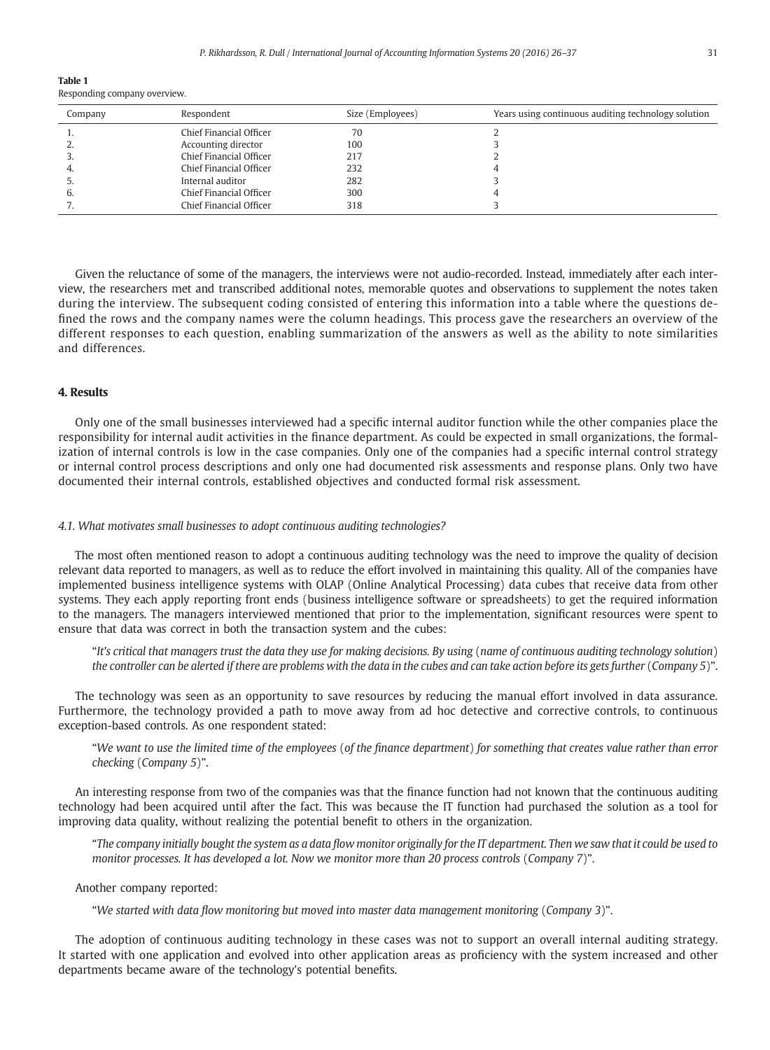**Table 1**
Responding company overview.

| Company | Respondent | Size (Employees) | Years using continuous auditing technology solution |
|---|---|---|---|
| 1. | Chief Financial Officer | 70 | 2 |
| 2. | Accounting director | 100 | 3 |
| 3. | Chief Financial Officer | 217 | 2 |
| 4. | Chief Financial Officer | 232 | 4 |
| 5. | Internal auditor | 282 | 3 |
| 6. | Chief Financial Officer | 300 | 4 |
| 7. | Chief Financial Officer | 318 | 3 |

Given the reluctance of some of the managers, the interviews were not audio-recorded. Instead, immediately after each interview, the researchers met and transcribed additional notes, memorable quotes and observations to supplement the notes taken during the interview. The subsequent coding consisted of entering this information into a table where the questions defined the rows and the company names were the column headings. This process gave the researchers an overview of the different responses to each question, enabling summarization of the answers as well as the ability to note similarities and differences.

## 4. Results

Only one of the small businesses interviewed had a specific internal auditor function while the other companies place the responsibility for internal audit activities in the finance department. As could be expected in small organizations, the formalization of internal controls is low in the case companies. Only one of the companies had a specific internal control strategy or internal control process descriptions and only one had documented risk assessments and response plans. Only two have documented their internal controls, established objectives and conducted formal risk assessment.

### *4.1. What motivates small businesses to adopt continuous auditing technologies?*

The most often mentioned reason to adopt a continuous auditing technology was the need to improve the quality of decision relevant data reported to managers, as well as to reduce the effort involved in maintaining this quality. All of the companies have implemented business intelligence systems with OLAP (Online Analytical Processing) data cubes that receive data from other systems. They each apply reporting front ends (business intelligence software or spreadsheets) to get the required information to the managers. The managers interviewed mentioned that prior to the implementation, significant resources were spent to ensure that data was correct in both the transaction system and the cubes:

"*It's critical that managers trust the data they use for making decisions. By using* (*name of continuous auditing technology solution*) *the controller can be alerted if there are problems with the data in the cubes and can take action before its gets further* (*Company 5*)".

The technology was seen as an opportunity to save resources by reducing the manual effort involved in data assurance. Furthermore, the technology provided a path to move away from ad hoc detective and corrective controls, to continuous exception-based controls. As one respondent stated:

"*We want to use the limited time of the employees* (*of the finance department*) *for something that creates value rather than error checking* (*Company 5*)".

An interesting response from two of the companies was that the finance function had not known that the continuous auditing technology had been acquired until after the fact. This was because the IT function had purchased the solution as a tool for improving data quality, without realizing the potential benefit to others in the organization.

"*The company initially bought the system as a data flow monitor originally for the IT department. Then we saw that it could be used to monitor processes. It has developed a lot. Now we monitor more than 20 process controls* (*Company 7*)".

Another company reported:

"*We started with data flow monitoring but moved into master data management monitoring* (*Company 3*)".

The adoption of continuous auditing technology in these cases was not to support an overall internal auditing strategy. It started with one application and evolved into other application areas as proficiency with the system increased and other departments became aware of the technology's potential benefits.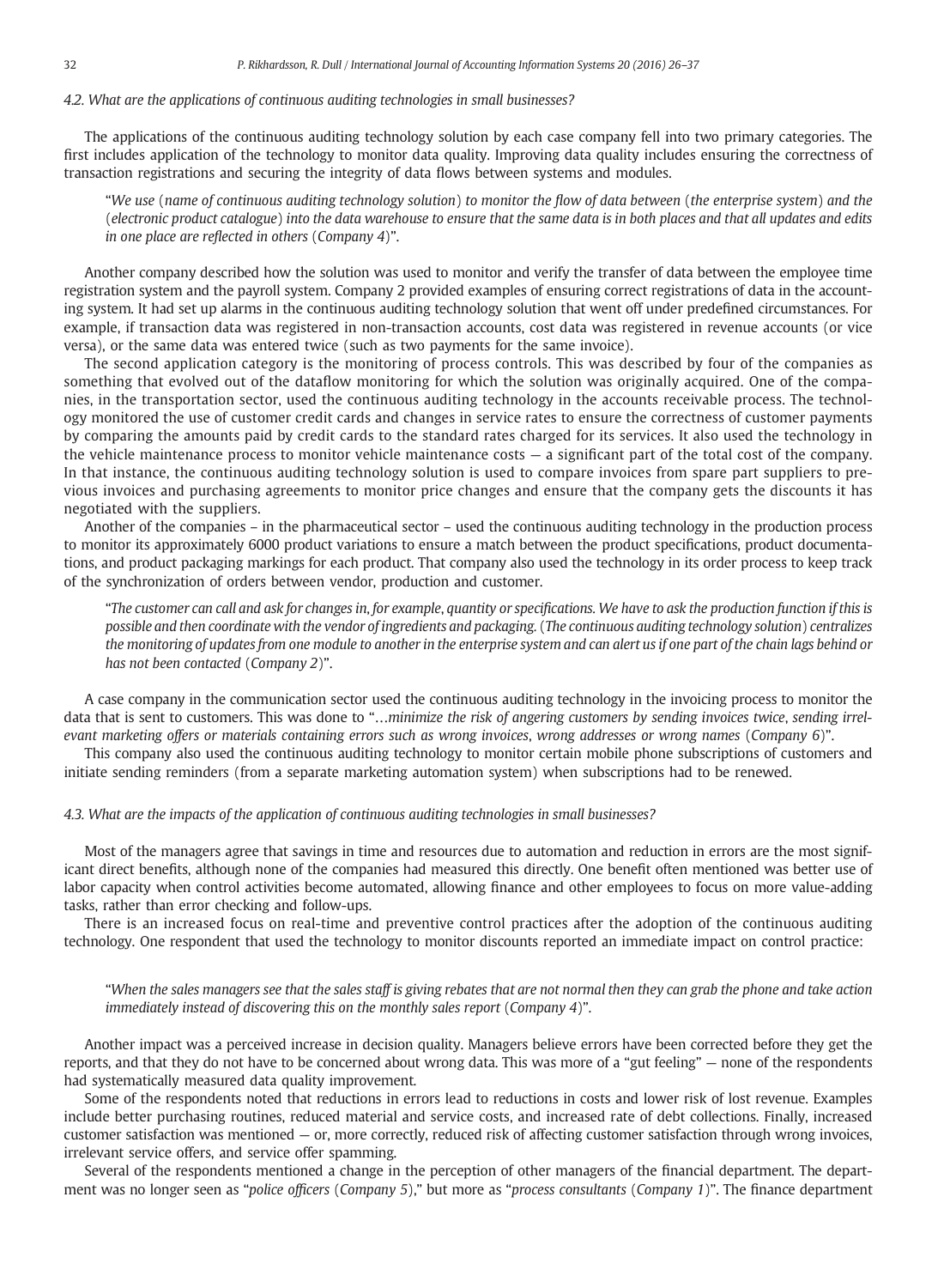### 4.2. What are the applications of continuous auditing technologies in small businesses?

The applications of the continuous auditing technology solution by each case company fell into two primary categories. The first includes application of the technology to monitor data quality. Improving data quality includes ensuring the correctness of transaction registrations and securing the integrity of data flows between systems and modules.

> "*We use (name of continuous auditing technology solution) to monitor the flow of data between (the enterprise system) and the (electronic product catalogue) into the data warehouse to ensure that the same data is in both places and that all updates and edits in one place are reflected in others (Company 4)*".

Another company described how the solution was used to monitor and verify the transfer of data between the employee time registration system and the payroll system. Company 2 provided examples of ensuring correct registrations of data in the accounting system. It had set up alarms in the continuous auditing technology solution that went off under predefined circumstances. For example, if transaction data was registered in non-transaction accounts, cost data was registered in revenue accounts (or vice versa), or the same data was entered twice (such as two payments for the same invoice).

The second application category is the monitoring of process controls. This was described by four of the companies as something that evolved out of the dataflow monitoring for which the solution was originally acquired. One of the companies, in the transportation sector, used the continuous auditing technology in the accounts receivable process. The technology monitored the use of customer credit cards and changes in service rates to ensure the correctness of customer payments by comparing the amounts paid by credit cards to the standard rates charged for its services. It also used the technology in the vehicle maintenance process to monitor vehicle maintenance costs — a significant part of the total cost of the company. In that instance, the continuous auditing technology solution is used to compare invoices from spare part suppliers to previous invoices and purchasing agreements to monitor price changes and ensure that the company gets the discounts it has negotiated with the suppliers.

Another of the companies – in the pharmaceutical sector – used the continuous auditing technology in the production process to monitor its approximately 6000 product variations to ensure a match between the product specifications, product documentations, and product packaging markings for each product. That company also used the technology in its order process to keep track of the synchronization of orders between vendor, production and customer.

> "*The customer can call and ask for changes in, for example, quantity or specifications. We have to ask the production function if this is possible and then coordinate with the vendor of ingredients and packaging. (The continuous auditing technology solution) centralizes the monitoring of updates from one module to another in the enterprise system and can alert us if one part of the chain lags behind or has not been contacted (Company 2)*".

A case company in the communication sector used the continuous auditing technology in the invoicing process to monitor the data that is sent to customers. This was done to "…*minimize the risk of angering customers by sending invoices twice, sending irrelevant marketing offers or materials containing errors such as wrong invoices, wrong addresses or wrong names (Company 6)*".

This company also used the continuous auditing technology to monitor certain mobile phone subscriptions of customers and initiate sending reminders (from a separate marketing automation system) when subscriptions had to be renewed.

### 4.3. What are the impacts of the application of continuous auditing technologies in small businesses?

Most of the managers agree that savings in time and resources due to automation and reduction in errors are the most significant direct benefits, although none of the companies had measured this directly. One benefit often mentioned was better use of labor capacity when control activities become automated, allowing finance and other employees to focus on more value-adding tasks, rather than error checking and follow-ups.

There is an increased focus on real-time and preventive control practices after the adoption of the continuous auditing technology. One respondent that used the technology to monitor discounts reported an immediate impact on control practice:

> "*When the sales managers see that the sales staff is giving rebates that are not normal then they can grab the phone and take action immediately instead of discovering this on the monthly sales report (Company 4)*".

Another impact was a perceived increase in decision quality. Managers believe errors have been corrected before they get the reports, and that they do not have to be concerned about wrong data. This was more of a "gut feeling" — none of the respondents had systematically measured data quality improvement.

Some of the respondents noted that reductions in errors lead to reductions in costs and lower risk of lost revenue. Examples include better purchasing routines, reduced material and service costs, and increased rate of debt collections. Finally, increased customer satisfaction was mentioned — or, more correctly, reduced risk of affecting customer satisfaction through wrong invoices, irrelevant service offers, and service offer spamming.

Several of the respondents mentioned a change in the perception of other managers of the financial department. The department was no longer seen as "*police officers (Company 5)*," but more as "*process consultants (Company 1)*". The finance department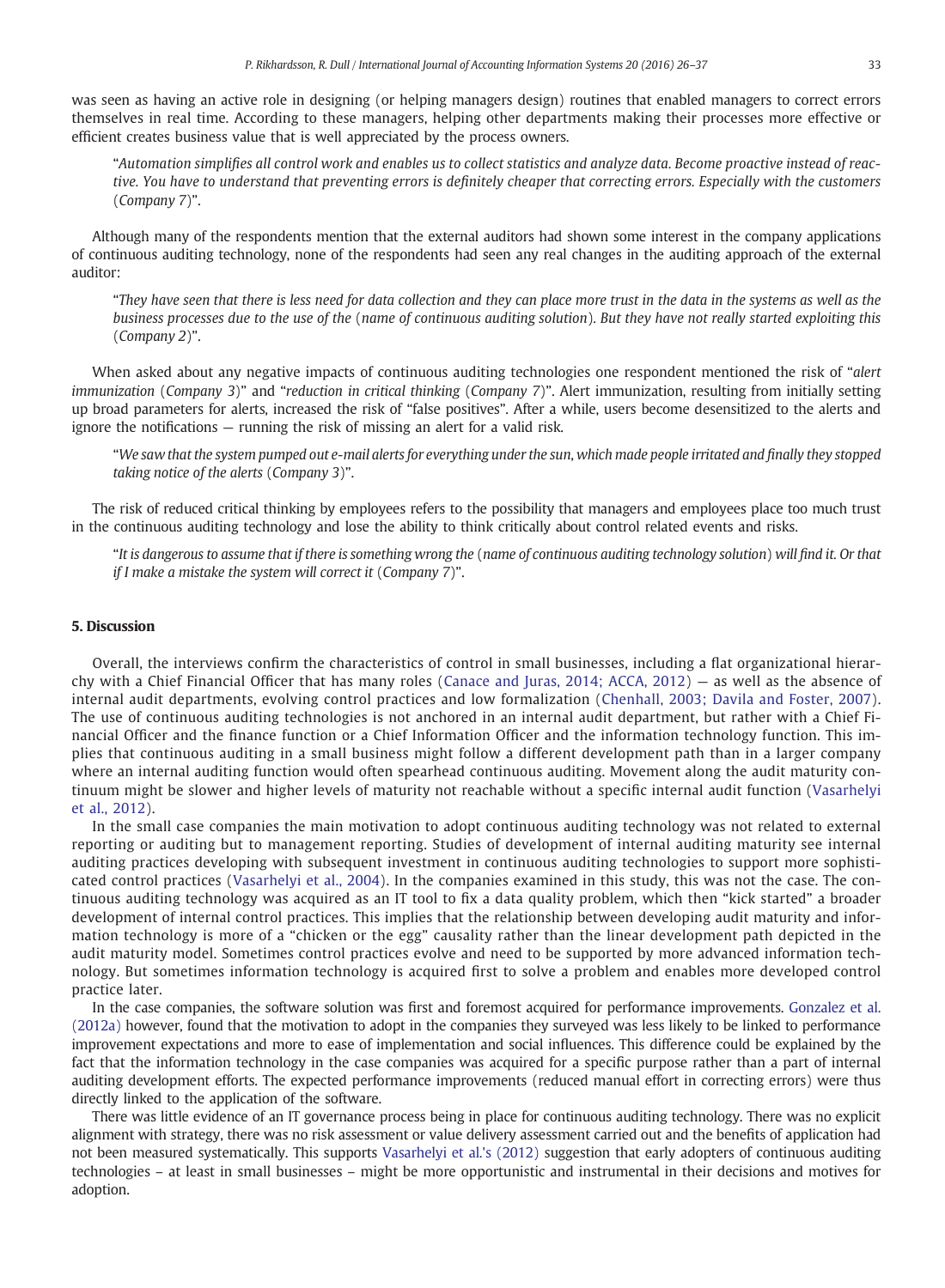was seen as having an active role in designing (or helping managers design) routines that enabled managers to correct errors themselves in real time. According to these managers, helping other departments making their processes more effective or efficient creates business value that is well appreciated by the process owners.

> "*Automation simplifies all control work and enables us to collect statistics and analyze data. Become proactive instead of reactive. You have to understand that preventing errors is definitely cheaper that correcting errors. Especially with the customers* (*Company 7*)".

Although many of the respondents mention that the external auditors had shown some interest in the company applications of continuous auditing technology, none of the respondents had seen any real changes in the auditing approach of the external auditor:

> "*They have seen that there is less need for data collection and they can place more trust in the data in the systems as well as the business processes due to the use of the* (*name of continuous auditing solution*). *But they have not really started exploiting this* (*Company 2*)".

When asked about any negative impacts of continuous auditing technologies one respondent mentioned the risk of "*alert immunization* (*Company 3*)" and "*reduction in critical thinking* (*Company 7*)". Alert immunization, resulting from initially setting up broad parameters for alerts, increased the risk of "false positives". After a while, users become desensitized to the alerts and ignore the notifications — running the risk of missing an alert for a valid risk.

> "*We saw that the system pumped out e-mail alerts for everything under the sun, which made people irritated and finally they stopped taking notice of the alerts* (*Company 3*)".

The risk of reduced critical thinking by employees refers to the possibility that managers and employees place too much trust in the continuous auditing technology and lose the ability to think critically about control related events and risks.

> "*It is dangerous to assume that if there is something wrong the* (*name of continuous auditing technology solution*) *will find it. Or that if I make a mistake the system will correct it* (*Company 7*)".

## 5. Discussion

Overall, the interviews confirm the characteristics of control in small businesses, including a flat organizational hierarchy with a Chief Financial Officer that has many roles (Canace and Juras, 2014; ACCA, 2012) — as well as the absence of internal audit departments, evolving control practices and low formalization (Chenhall, 2003; Davila and Foster, 2007). The use of continuous auditing technologies is not anchored in an internal audit department, but rather with a Chief Financial Officer and the finance function or a Chief Information Officer and the information technology function. This implies that continuous auditing in a small business might follow a different development path than in a larger company where an internal auditing function would often spearhead continuous auditing. Movement along the audit maturity continuum might be slower and higher levels of maturity not reachable without a specific internal audit function (Vasarhelyi et al., 2012).

In the small case companies the main motivation to adopt continuous auditing technology was not related to external reporting or auditing but to management reporting. Studies of development of internal auditing maturity see internal auditing practices developing with subsequent investment in continuous auditing technologies to support more sophisticated control practices (Vasarhelyi et al., 2004). In the companies examined in this study, this was not the case. The continuous auditing technology was acquired as an IT tool to fix a data quality problem, which then "kick started" a broader development of internal control practices. This implies that the relationship between developing audit maturity and information technology is more of a "chicken or the egg" causality rather than the linear development path depicted in the audit maturity model. Sometimes control practices evolve and need to be supported by more advanced information technology. But sometimes information technology is acquired first to solve a problem and enables more developed control practice later.

In the case companies, the software solution was first and foremost acquired for performance improvements. Gonzalez et al. (2012a) however, found that the motivation to adopt in the companies they surveyed was less likely to be linked to performance improvement expectations and more to ease of implementation and social influences. This difference could be explained by the fact that the information technology in the case companies was acquired for a specific purpose rather than a part of internal auditing development efforts. The expected performance improvements (reduced manual effort in correcting errors) were thus directly linked to the application of the software.

There was little evidence of an IT governance process being in place for continuous auditing technology. There was no explicit alignment with strategy, there was no risk assessment or value delivery assessment carried out and the benefits of application had not been measured systematically. This supports Vasarhelyi et al.'s (2012) suggestion that early adopters of continuous auditing technologies – at least in small businesses – might be more opportunistic and instrumental in their decisions and motives for adoption.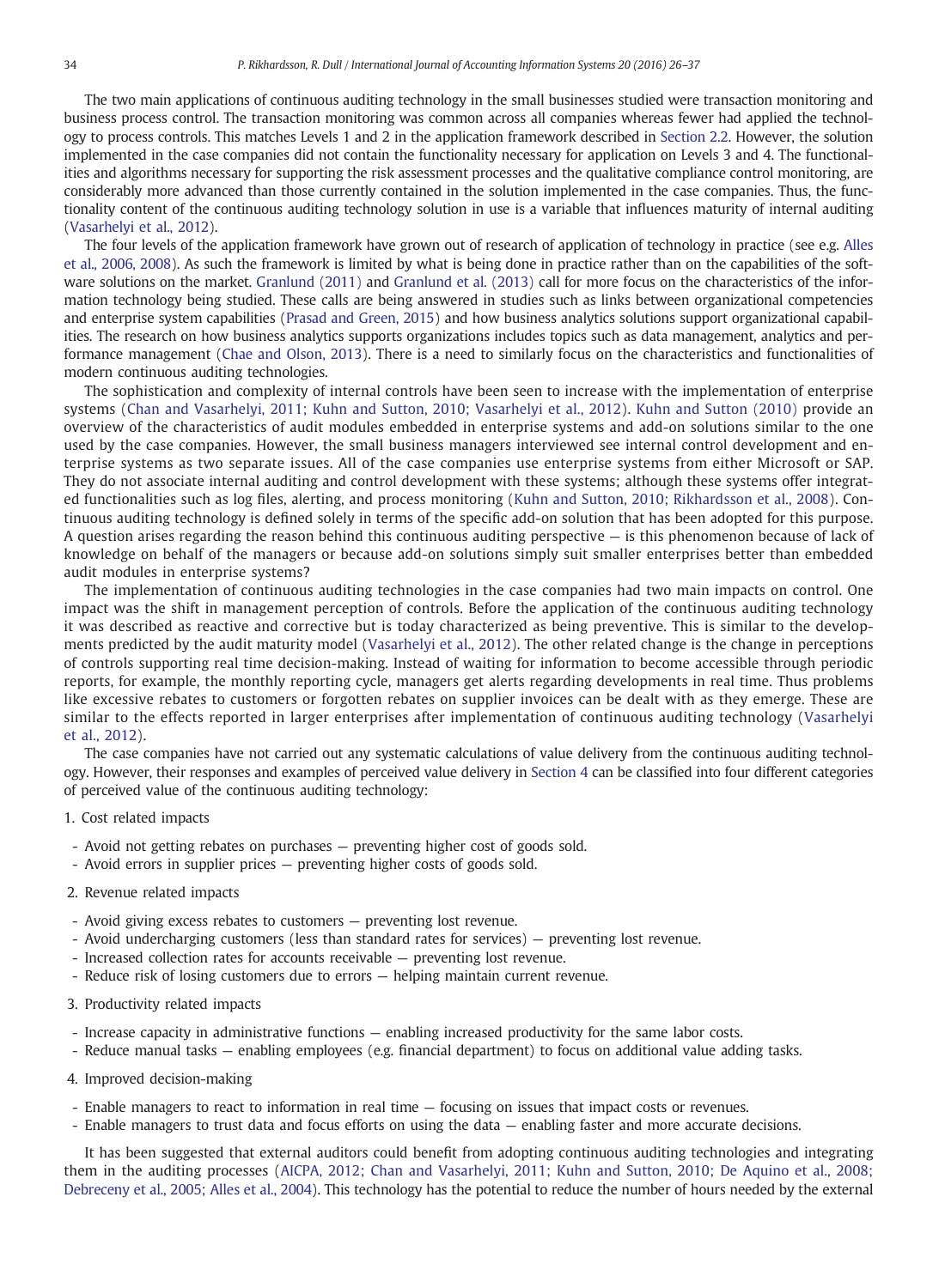The two main applications of continuous auditing technology in the small businesses studied were transaction monitoring and business process control. The transaction monitoring was common across all companies whereas fewer had applied the technology to process controls. This matches Levels 1 and 2 in the application framework described in Section 2.2. However, the solution implemented in the case companies did not contain the functionality necessary for application on Levels 3 and 4. The functionalities and algorithms necessary for supporting the risk assessment processes and the qualitative compliance control monitoring, are considerably more advanced than those currently contained in the solution implemented in the case companies. Thus, the functionality content of the continuous auditing technology solution in use is a variable that influences maturity of internal auditing (Vasarhelyi et al., 2012).

The four levels of the application framework have grown out of research of application of technology in practice (see e.g. Alles et al., 2006, 2008). As such the framework is limited by what is being done in practice rather than on the capabilities of the software solutions on the market. Granlund (2011) and Granlund et al. (2013) call for more focus on the characteristics of the information technology being studied. These calls are being answered in studies such as links between organizational competencies and enterprise system capabilities (Prasad and Green, 2015) and how business analytics solutions support organizational capabilities. The research on how business analytics supports organizations includes topics such as data management, analytics and performance management (Chae and Olson, 2013). There is a need to similarly focus on the characteristics and functionalities of modern continuous auditing technologies.

The sophistication and complexity of internal controls have been seen to increase with the implementation of enterprise systems (Chan and Vasarhelyi, 2011; Kuhn and Sutton, 2010; Vasarhelyi et al., 2012). Kuhn and Sutton (2010) provide an overview of the characteristics of audit modules embedded in enterprise systems and add-on solutions similar to the one used by the case companies. However, the small business managers interviewed see internal control development and enterprise systems as two separate issues. All of the case companies use enterprise systems from either Microsoft or SAP. They do not associate internal auditing and control development with these systems; although these systems offer integrated functionalities such as log files, alerting, and process monitoring (Kuhn and Sutton, 2010; Rikhardsson et al., 2008). Continuous auditing technology is defined solely in terms of the specific add-on solution that has been adopted for this purpose. A question arises regarding the reason behind this continuous auditing perspective — is this phenomenon because of lack of knowledge on behalf of the managers or because add-on solutions simply suit smaller enterprises better than embedded audit modules in enterprise systems?

The implementation of continuous auditing technologies in the case companies had two main impacts on control. One impact was the shift in management perception of controls. Before the application of the continuous auditing technology it was described as reactive and corrective but is today characterized as being preventive. This is similar to the developments predicted by the audit maturity model (Vasarhelyi et al., 2012). The other related change is the change in perceptions of controls supporting real time decision-making. Instead of waiting for information to become accessible through periodic reports, for example, the monthly reporting cycle, managers get alerts regarding developments in real time. Thus problems like excessive rebates to customers or forgotten rebates on supplier invoices can be dealt with as they emerge. These are similar to the effects reported in larger enterprises after implementation of continuous auditing technology (Vasarhelyi et al., 2012).

The case companies have not carried out any systematic calculations of value delivery from the continuous auditing technology. However, their responses and examples of perceived value delivery in Section 4 can be classified into four different categories of perceived value of the continuous auditing technology:

1. Cost related impacts
   - Avoid not getting rebates on purchases — preventing higher cost of goods sold.
   - Avoid errors in supplier prices — preventing higher costs of goods sold.
2. Revenue related impacts
   - Avoid giving excess rebates to customers — preventing lost revenue.
   - Avoid undercharging customers (less than standard rates for services) — preventing lost revenue.
   - Increased collection rates for accounts receivable — preventing lost revenue.
   - Reduce risk of losing customers due to errors — helping maintain current revenue.
3. Productivity related impacts
   - Increase capacity in administrative functions — enabling increased productivity for the same labor costs.
   - Reduce manual tasks — enabling employees (e.g. financial department) to focus on additional value adding tasks.
4. Improved decision-making
   - Enable managers to react to information in real time — focusing on issues that impact costs or revenues.
   - Enable managers to trust data and focus efforts on using the data — enabling faster and more accurate decisions.

It has been suggested that external auditors could benefit from adopting continuous auditing technologies and integrating them in the auditing processes (AICPA, 2012; Chan and Vasarhelyi, 2011; Kuhn and Sutton, 2010; De Aquino et al., 2008; Debreceny et al., 2005; Alles et al., 2004). This technology has the potential to reduce the number of hours needed by the external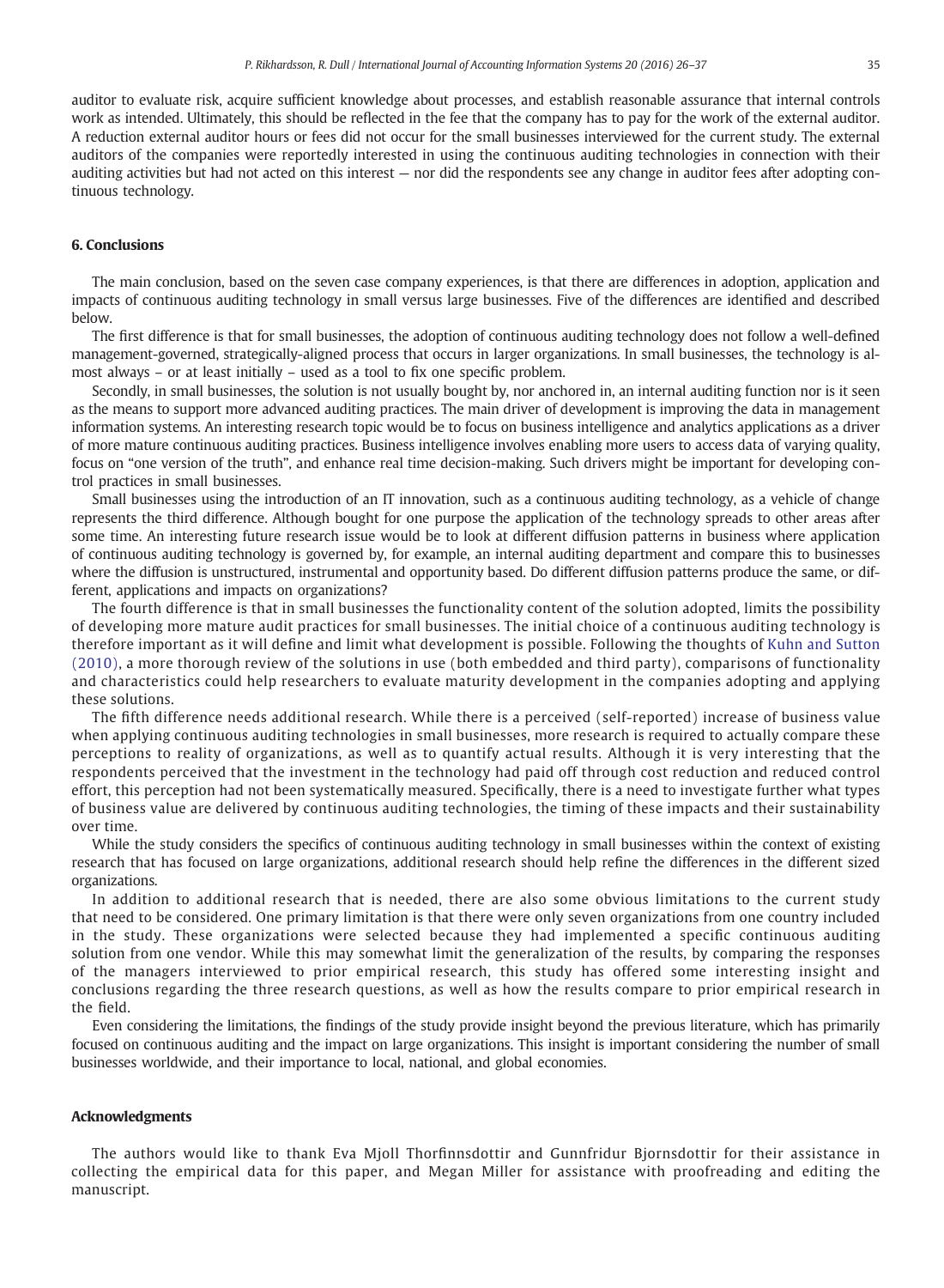auditor to evaluate risk, acquire sufficient knowledge about processes, and establish reasonable assurance that internal controls work as intended. Ultimately, this should be reflected in the fee that the company has to pay for the work of the external auditor. A reduction external auditor hours or fees did not occur for the small businesses interviewed for the current study. The external auditors of the companies were reportedly interested in using the continuous auditing technologies in connection with their auditing activities but had not acted on this interest — nor did the respondents see any change in auditor fees after adopting continuous technology.

## 6. Conclusions

The main conclusion, based on the seven case company experiences, is that there are differences in adoption, application and impacts of continuous auditing technology in small versus large businesses. Five of the differences are identified and described below.

The first difference is that for small businesses, the adoption of continuous auditing technology does not follow a well-defined management-governed, strategically-aligned process that occurs in larger organizations. In small businesses, the technology is almost always – or at least initially – used as a tool to fix one specific problem.

Secondly, in small businesses, the solution is not usually bought by, nor anchored in, an internal auditing function nor is it seen as the means to support more advanced auditing practices. The main driver of development is improving the data in management information systems. An interesting research topic would be to focus on business intelligence and analytics applications as a driver of more mature continuous auditing practices. Business intelligence involves enabling more users to access data of varying quality, focus on "one version of the truth", and enhance real time decision-making. Such drivers might be important for developing control practices in small businesses.

Small businesses using the introduction of an IT innovation, such as a continuous auditing technology, as a vehicle of change represents the third difference. Although bought for one purpose the application of the technology spreads to other areas after some time. An interesting future research issue would be to look at different diffusion patterns in business where application of continuous auditing technology is governed by, for example, an internal auditing department and compare this to businesses where the diffusion is unstructured, instrumental and opportunity based. Do different diffusion patterns produce the same, or different, applications and impacts on organizations?

The fourth difference is that in small businesses the functionality content of the solution adopted, limits the possibility of developing more mature audit practices for small businesses. The initial choice of a continuous auditing technology is therefore important as it will define and limit what development is possible. Following the thoughts of Kuhn and Sutton (2010), a more thorough review of the solutions in use (both embedded and third party), comparisons of functionality and characteristics could help researchers to evaluate maturity development in the companies adopting and applying these solutions.

The fifth difference needs additional research. While there is a perceived (self-reported) increase of business value when applying continuous auditing technologies in small businesses, more research is required to actually compare these perceptions to reality of organizations, as well as to quantify actual results. Although it is very interesting that the respondents perceived that the investment in the technology had paid off through cost reduction and reduced control effort, this perception had not been systematically measured. Specifically, there is a need to investigate further what types of business value are delivered by continuous auditing technologies, the timing of these impacts and their sustainability over time.

While the study considers the specifics of continuous auditing technology in small businesses within the context of existing research that has focused on large organizations, additional research should help refine the differences in the different sized organizations.

In addition to additional research that is needed, there are also some obvious limitations to the current study that need to be considered. One primary limitation is that there were only seven organizations from one country included in the study. These organizations were selected because they had implemented a specific continuous auditing solution from one vendor. While this may somewhat limit the generalization of the results, by comparing the responses of the managers interviewed to prior empirical research, this study has offered some interesting insight and conclusions regarding the three research questions, as well as how the results compare to prior empirical research in the field.

Even considering the limitations, the findings of the study provide insight beyond the previous literature, which has primarily focused on continuous auditing and the impact on large organizations. This insight is important considering the number of small businesses worldwide, and their importance to local, national, and global economies.

## Acknowledgments

The authors would like to thank Eva Mjoll Thorfinnsdottir and Gunnfridur Bjornsdottir for their assistance in collecting the empirical data for this paper, and Megan Miller for assistance with proofreading and editing the manuscript.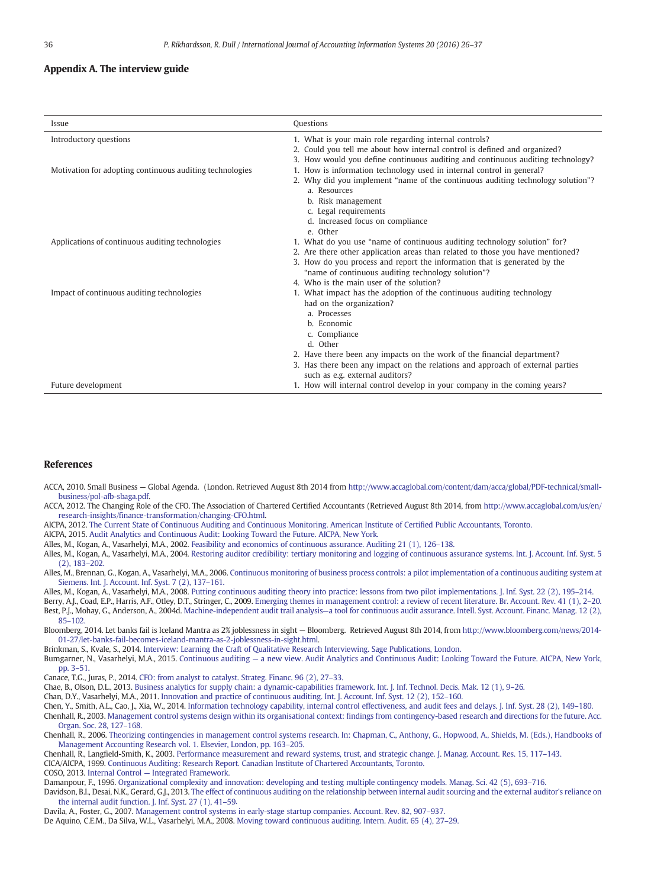## Appendix A. The interview guide

| Issue | Questions |
|---|---|
| Introductory questions | 1. What is your main role regarding internal controls?<br>2. Could you tell me about how internal control is defined and organized?<br>3. How would you define continuous auditing and continuous auditing technology? |
| Motivation for adopting continuous auditing technologies | 1. How is information technology used in internal control in general?<br>2. Why did you implement "name of the continuous auditing technology solution"?<br>a. Resources<br>b. Risk management<br>c. Legal requirements<br>d. Increased focus on compliance<br>e. Other |
| Applications of continuous auditing technologies | 1. What do you use "name of continuous auditing technology solution" for?<br>2. Are there other application areas than related to those you have mentioned?<br>3. How do you process and report the information that is generated by the "name of continuous auditing technology solution"?<br>4. Who is the main user of the solution? |
| Impact of continuous auditing technologies | 1. What impact has the adoption of the continuous auditing technology had on the organization?<br>a. Processes<br>b. Economic<br>c. Compliance<br>d. Other<br>2. Have there been any impacts on the work of the financial department?<br>3. Has there been any impact on the relations and approach of external parties such as e.g. external auditors? |
| Future development | 1. How will internal control develop in your company in the coming years? |

## References

ACCA, 2010. Small Business — Global Agenda. (London. Retrieved August 8th 2014 from http://www.accaglobal.com/content/dam/acca/global/PDF-technical/small-business/pol-afb-sbaga.pdf.

ACCA, 2012. The Changing Role of the CFO. The Association of Chartered Certified Accountants (Retrieved August 8th 2014, from http://www.accaglobal.com/us/en/research-insights/finance-transformation/changing-CFO.html.

AICPA, 2012. The Current State of Continuous Auditing and Continuous Monitoring. American Institute of Certified Public Accountants, Toronto.

AICPA, 2015. Audit Analytics and Continuous Audit: Looking Toward the Future. AICPA, New York.

Alles, M., Kogan, A., Vasarhelyi, M.A., 2002. Feasibility and economics of continuous assurance. Auditing 21 (1), 126–138.

Alles, M., Kogan, A., Vasarhelyi, M.A., 2004. Restoring auditor credibility: tertiary monitoring and logging of continuous assurance systems. Int. J. Account. Inf. Syst. 5 (2), 183–202.

Alles, M., Brennan, G., Kogan, A., Vasarhelyi, M.A., 2006. Continuous monitoring of business process controls: a pilot implementation of a continuous auditing system at Siemens. Int. J. Account. Inf. Syst. 7 (2), 137–161.

Alles, M., Kogan, A., Vasarhelyi, M.A., 2008. Putting continuous auditing theory into practice: lessons from two pilot implementations. J. Inf. Syst. 22 (2), 195–214.

Berry, A.J., Coad, E.P., Harris, A.F., Otley, D.T., Stringer, C., 2009. Emerging themes in management control: a review of recent literature. Br. Account. Rev. 41 (1), 2–20.

Best, P.J., Mohay, G., Anderson, A., 2004d. Machine-independent audit trail analysis—a tool for continuous audit assurance. Intell. Syst. Account. Financ. Manag. 12 (2), 85–102.

Bloomberg, 2014. Let banks fail is Iceland Mantra as 2% joblessness in sight — Bloomberg. Retrieved August 8th 2014, from http://www.bloomberg.com/news/2014-01-27/let-banks-fail-becomes-iceland-mantra-as-2-joblessness-in-sight.html.

Brinkman, S., Kvale, S., 2014. Interview: Learning the Craft of Qualitative Research Interviewing. Sage Publications, London.

Bumgarner, N., Vasarhelyi, M.A., 2015. Continuous auditing — a new view. Audit Analytics and Continuous Audit: Looking Toward the Future. AICPA, New York, pp. 3–51.

Canace, T.G., Juras, P., 2014. CFO: from analyst to catalyst. Strateg. Financ. 96 (2), 27–33.

Chae, B., Olson, D.L., 2013. Business analytics for supply chain: a dynamic-capabilities framework. Int. J. Inf. Technol. Decis. Mak. 12 (1), 9–26.

Chan, D.Y., Vasarhelyi, M.A., 2011. Innovation and practice of continuous auditing. Int. J. Account. Inf. Syst. 12 (2), 152–160.

Chen, Y., Smith, A.L., Cao, J., Xia, W., 2014. Information technology capability, internal control effectiveness, and audit fees and delays. J. Inf. Syst. 28 (2), 149–180.

Chenhall, R., 2003. Management control systems design within its organisational context: findings from contingency-based research and directions for the future. Acc. Organ. Soc. 28, 127–168.

Chenhall, R., 2006. Theorizing contingencies in management control systems research. In: Chapman, C., Anthony, G., Hopwood, A., Shields, M. (Eds.), Handbooks of Management Accounting Research vol. 1. Elsevier, London, pp. 163–205.

Chenhall, R., Langfield-Smith, K., 2003. Performance measurement and reward systems, trust, and strategic change. J. Manag. Account. Res. 15, 117–143.

CICA/AICPA, 1999. Continuous Auditing: Research Report. Canadian Institute of Chartered Accountants, Toronto.

COSO, 2013. Internal Control — Integrated Framework.

Damanpour, F., 1996. Organizational complexity and innovation: developing and testing multiple contingency models. Manag. Sci. 42 (5), 693–716.

Davidson, B.I., Desai, N.K., Gerard, G.J., 2013. The effect of continuous auditing on the relationship between internal audit sourcing and the external auditor's reliance on the internal audit function. J. Inf. Syst. 27 (1), 41–59.

Davila, A., Foster, G., 2007. Management control systems in early-stage startup companies. Account. Rev. 82, 907–937.

De Aquino, C.E.M., Da Silva, W.L., Vasarhelyi, M.A., 2008. Moving toward continuous auditing. Intern. Audit. 65 (4), 27–29.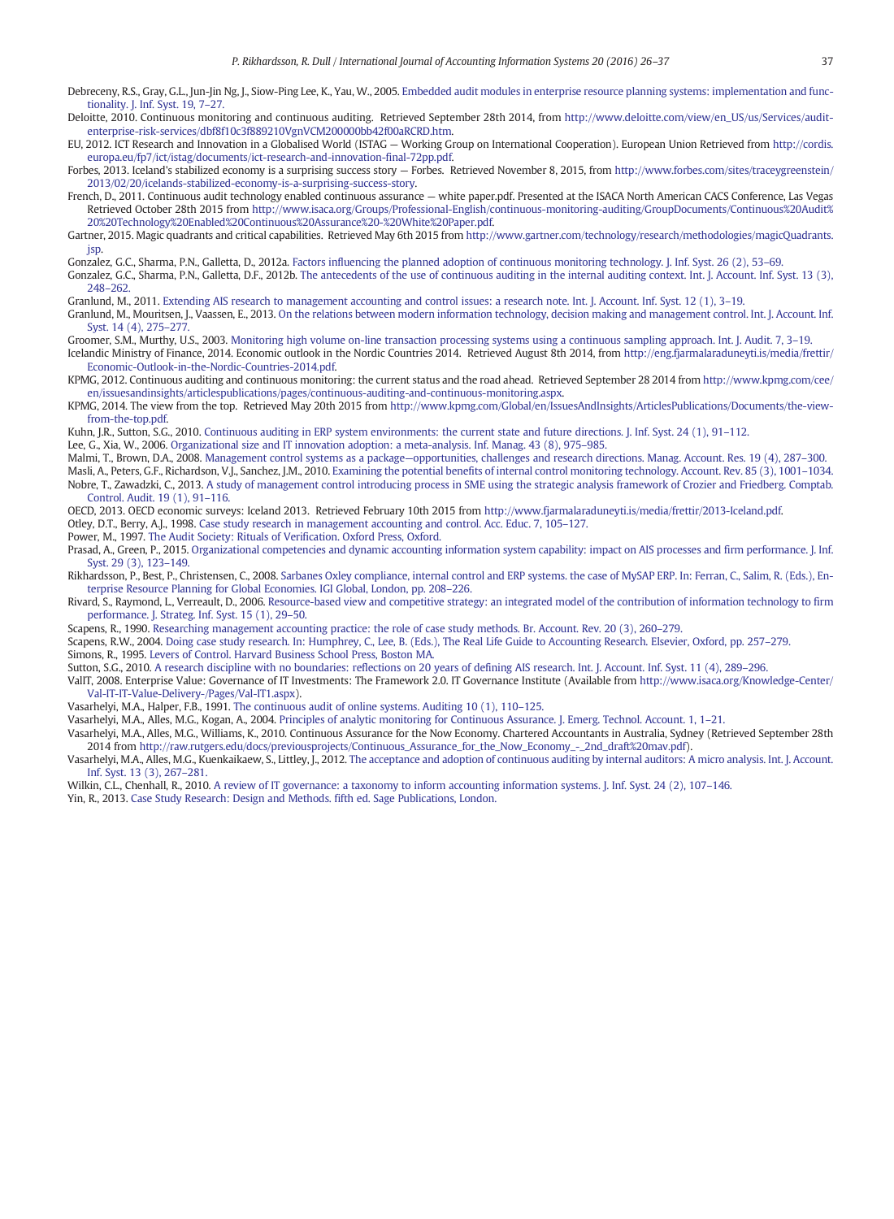Debreceny, R.S., Gray, G.L., Jun-Jin Ng, J., Siow-Ping Lee, K., Yau, W., 2005. Embedded audit modules in enterprise resource planning systems: implementation and functionality. J. Inf. Syst. 19, 7–27.

Deloitte, 2010. Continuous monitoring and continuous auditing. Retrieved September 28th 2014, from http://www.deloitte.com/view/en_US/us/Services/audit-enterprise-risk-services/dbf8f10c3f889210VgnVCM200000bb42f00aRCRD.htm.

EU, 2012. ICT Research and Innovation in a Globalised World (ISTAG — Working Group on International Cooperation). European Union Retrieved from http://cordis.europa.eu/fp7/ict/istag/documents/ict-research-and-innovation-final-72pp.pdf.

Forbes, 2013. Iceland's stabilized economy is a surprising success story — Forbes. Retrieved November 8, 2015, from http://www.forbes.com/sites/traceygreenstein/2013/02/20/icelands-stabilized-economy-is-a-surprising-success-story.

French, D., 2011. Continuous audit technology enabled continuous assurance — white paper.pdf. Presented at the ISACA North American CACS Conference, Las Vegas Retrieved October 28th 2015 from http://www.isaca.org/Groups/Professional-English/continuous-monitoring-auditing/GroupDocuments/Continuous%20Audit%20%20Technology%20Enabled%20Continuous%20Assurance%20-%20White%20Paper.pdf.

Gartner, 2015. Magic quadrants and critical capabilities. Retrieved May 6th 2015 from http://www.gartner.com/technology/research/methodologies/magicQuadrants.jsp.

Gonzalez, G.C., Sharma, P.N., Galletta, D., 2012a. Factors influencing the planned adoption of continuous monitoring technology. J. Inf. Syst. 26 (2), 53–69.

Gonzalez, G.C., Sharma, P.N., Galletta, D.F., 2012b. The antecedents of the use of continuous auditing in the internal auditing context. Int. J. Account. Inf. Syst. 13 (3), 248–262.

Granlund, M., 2011. Extending AIS research to management accounting and control issues: a research note. Int. J. Account. Inf. Syst. 12 (1), 3–19.

Granlund, M., Mouritsen, J., Vaassen, E., 2013. On the relations between modern information technology, decision making and management control. Int. J. Account. Inf. Syst. 14 (4), 275–277.

Groomer, S.M., Murthy, U.S., 2003. Monitoring high volume on-line transaction processing systems using a continuous sampling approach. Int. J. Audit. 7, 3–19.

Icelandic Ministry of Finance, 2014. Economic outlook in the Nordic Countries 2014. Retrieved August 8th 2014, from http://eng.fjarmalaraduneyti.is/media/frettir/Economic-Outlook-in-the-Nordic-Countries-2014.pdf.

KPMG, 2012. Continuous auditing and continuous monitoring: the current status and the road ahead. Retrieved September 28 2014 from http://www.kpmg.com/cee/en/issuesandinsights/articlespublications/pages/continuous-auditing-and-continuous-monitoring.aspx.

KPMG, 2014. The view from the top. Retrieved May 20th 2015 from http://www.kpmg.com/Global/en/IssuesAndInsights/ArticlesPublications/Documents/the-view-from-the-top.pdf.

Kuhn, J.R., Sutton, S.G., 2010. Continuous auditing in ERP system environments: the current state and future directions. J. Inf. Syst. 24 (1), 91–112.

Lee, G., Xia, W., 2006. Organizational size and IT innovation adoption: a meta-analysis. Inf. Manag. 43 (8), 975–985.

Malmi, T., Brown, D.A., 2008. Management control systems as a package—opportunities, challenges and research directions. Manag. Account. Res. 19 (4), 287–300.

Masli, A., Peters, G.F., Richardson, V.J., Sanchez, J.M., 2010. Examining the potential benefits of internal control monitoring technology. Account. Rev. 85 (3), 1001–1034.

Nobre, T., Zawadzki, C., 2013. A study of management control introducing process in SME using the strategic analysis framework of Crozier and Friedberg. Comptab. Control. Audit. 19 (1), 91–116.

OECD, 2013. OECD economic surveys: Iceland 2013. Retrieved February 10th 2015 from http://www.fjarmalaraduneyti.is/media/frettir/2013-Iceland.pdf.

Otley, D.T., Berry, A.J., 1998. Case study research in management accounting and control. Acc. Educ. 7, 105–127.

Power, M., 1997. The Audit Society: Rituals of Verification. Oxford Press, Oxford.

Prasad, A., Green, P., 2015. Organizational competencies and dynamic accounting information system capability: impact on AIS processes and firm performance. J. Inf. Syst. 29 (3), 123–149.

Rikhardsson, P., Best, P., Christensen, C., 2008. Sarbanes Oxley compliance, internal control and ERP systems. the case of MySAP ERP. In: Ferran, C., Salim, R. (Eds.), Enterprise Resource Planning for Global Economies. IGI Global, London, pp. 208–226.

Rivard, S., Raymond, L., Verreault, D., 2006. Resource-based view and competitive strategy: an integrated model of the contribution of information technology to firm performance. J. Strateg. Inf. Syst. 15 (1), 29–50.

Scapens, R., 1990. Researching management accounting practice: the role of case study methods. Br. Account. Rev. 20 (3), 260–279.

Scapens, R.W., 2004. Doing case study research. In: Humphrey, C., Lee, B. (Eds.), The Real Life Guide to Accounting Research. Elsevier, Oxford, pp. 257–279.

Simons, R., 1995. Levers of Control. Harvard Business School Press, Boston MA.

Sutton, S.G., 2010. A research discipline with no boundaries: reflections on 20 years of defining AIS research. Int. J. Account. Inf. Syst. 11 (4), 289–296.

ValIT, 2008. Enterprise Value: Governance of IT Investments: The Framework 2.0. IT Governance Institute (Available from http://www.isaca.org/Knowledge-Center/Val-IT-IT-Value-Delivery-/Pages/Val-IT1.aspx).

Vasarhelyi, M.A., Halper, F.B., 1991. The continuous audit of online systems. Auditing 10 (1), 110–125.

Vasarhelyi, M.A., Alles, M.G., Kogan, A., 2004. Principles of analytic monitoring for Continuous Assurance. J. Emerg. Technol. Account. 1, 1–21.

Vasarhelyi, M.A., Alles, M.G., Williams, K., 2010. Continuous Assurance for the Now Economy. Chartered Accountants in Australia, Sydney (Retrieved September 28th 2014 from http://raw.rutgers.edu/docs/previousprojects/Continuous_Assurance_for_the_Now_Economy_-_2nd_draft%20mav.pdf).

Vasarhelyi, M.A., Alles, M.G., Kuenkaikaew, S., Littley, J., 2012. The acceptance and adoption of continuous auditing by internal auditors: A micro analysis. Int. J. Account. Inf. Syst. 13 (3), 267–281.

Wilkin, C.L., Chenhall, R., 2010. A review of IT governance: a taxonomy to inform accounting information systems. J. Inf. Syst. 24 (2), 107–146.

Yin, R., 2013. Case Study Research: Design and Methods. fifth ed. Sage Publications, London.